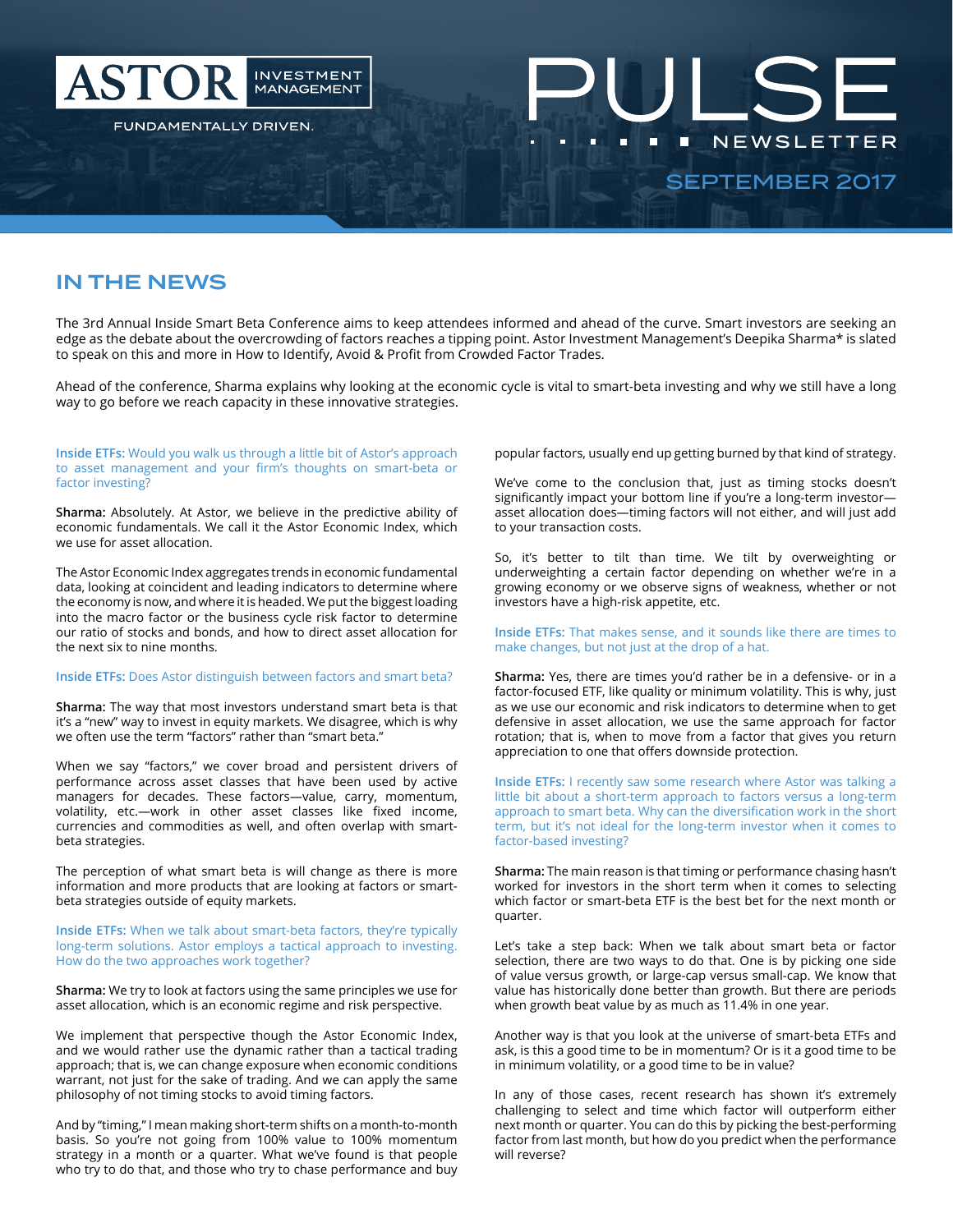ASTOR INVESTMENT MANAGEMENT

FUNDAMENTALLY DRIVEN.

# PULSE NEWSLETTER

SEPTEMBER 2017

## IN THE NEWS

The 3rd Annual Inside Smart Beta Conference aims to keep attendees informed and ahead of the curve. Smart investors are seeking an edge as the debate about the overcrowding of factors reaches a tipping point. Astor Investment Management's Deepika Sharma* is slated to speak on this and more in How to Identify, Avoid & Profit from Crowded Factor Trades.

Ahead of the conference, Sharma explains why looking at the economic cycle is vital to smart-beta investing and why we still have a long way to go before we reach capacity in these innovative strategies.

**Inside ETFs:** Would you walk us through a little bit of Astor's approach to asset management and your firm's thoughts on smart-beta or factor investing?

**Sharma:** Absolutely. At Astor, we believe in the predictive ability of economic fundamentals. We call it the Astor Economic Index, which we use for asset allocation.

The Astor Economic Index aggregates trends in economic fundamental data, looking at coincident and leading indicators to determine where the economy is now, and where it is headed. We put the biggest loading into the macro factor or the business cycle risk factor to determine our ratio of stocks and bonds, and how to direct asset allocation for the next six to nine months.

**Inside ETFs:** Does Astor distinguish between factors and smart beta?

**Sharma:** The way that most investors understand smart beta is that it's a "new" way to invest in equity markets. We disagree, which is why we often use the term "factors" rather than "smart beta."

When we say "factors," we cover broad and persistent drivers of performance across asset classes that have been used by active managers for decades. These factors—value, carry, momentum, volatility, etc.—work in other asset classes like fixed income, currencies and commodities as well, and often overlap with smart-beta strategies.

The perception of what smart beta is will change as there is more information and more products that are looking at factors or smart-beta strategies outside of equity markets.

**Inside ETFs:** When we talk about smart-beta factors, they're typically long-term solutions. Astor employs a tactical approach to investing. How do the two approaches work together?

**Sharma:** We try to look at factors using the same principles we use for asset allocation, which is an economic regime and risk perspective.

We implement that perspective though the Astor Economic Index, and we would rather use the dynamic rather than a tactical trading approach; that is, we can change exposure when economic conditions warrant, not just for the sake of trading. And we can apply the same philosophy of not timing stocks to avoid timing factors.

And by "timing," I mean making short-term shifts on a month-to-month basis. So you're not going from 100% value to 100% momentum strategy in a month or a quarter. What we've found is that people who try to do that, and those who try to chase performance and buy popular factors, usually end up getting burned by that kind of strategy.

We've come to the conclusion that, just as timing stocks doesn't significantly impact your bottom line if you're a long-term investor—asset allocation does—timing factors will not either, and will just add to your transaction costs.

So, it's better to tilt than time. We tilt by overweighting or underweighting a certain factor depending on whether we're in a growing economy or we observe signs of weakness, whether or not investors have a high-risk appetite, etc.

**Inside ETFs:** That makes sense, and it sounds like there are times to make changes, but not just at the drop of a hat.

**Sharma:** Yes, there are times you'd rather be in a defensive- or in a factor-focused ETF, like quality or minimum volatility. This is why, just as we use our economic and risk indicators to determine when to get defensive in asset allocation, we use the same approach for factor rotation; that is, when to move from a factor that gives you return appreciation to one that offers downside protection.

**Inside ETFs:** I recently saw some research where Astor was talking a little bit about a short-term approach to factors versus a long-term approach to smart beta. Why can the diversification work in the short term, but it's not ideal for the long-term investor when it comes to factor-based investing?

**Sharma:** The main reason is that timing or performance chasing hasn't worked for investors in the short term when it comes to selecting which factor or smart-beta ETF is the best bet for the next month or quarter.

Let's take a step back: When we talk about smart beta or factor selection, there are two ways to do that. One is by picking one side of value versus growth, or large-cap versus small-cap. We know that value has historically done better than growth. But there are periods when growth beat value by as much as 11.4% in one year.

Another way is that you look at the universe of smart-beta ETFs and ask, is this a good time to be in momentum? Or is it a good time to be in minimum volatility, or a good time to be in value?

In any of those cases, recent research has shown it's extremely challenging to select and time which factor will outperform either next month or quarter. You can do this by picking the best-performing factor from last month, but how do you predict when the performance will reverse?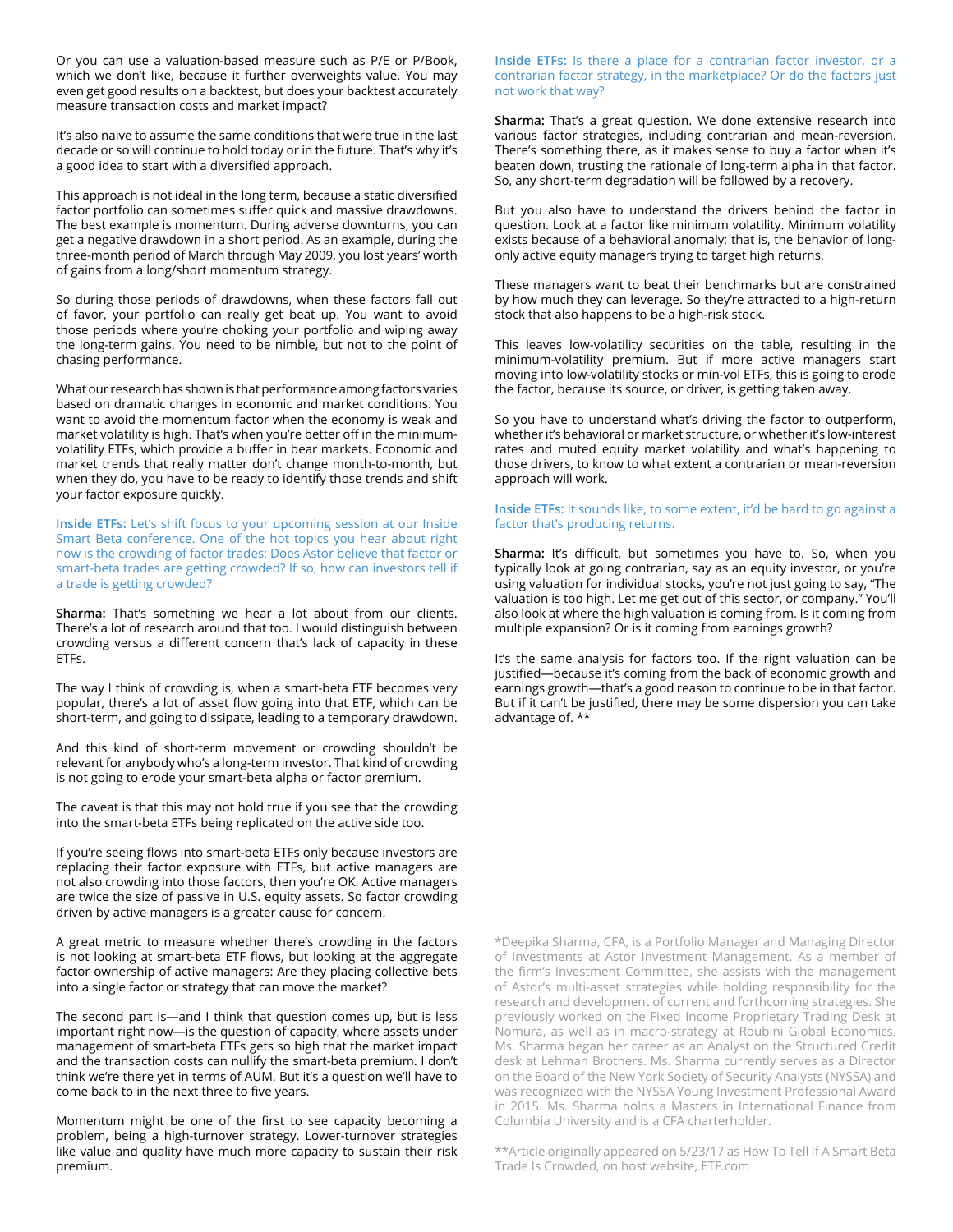Or you can use a valuation-based measure such as P/E or P/Book, which we don't like, because it further overweights value. You may even get good results on a backtest, but does your backtest accurately measure transaction costs and market impact?

It's also naive to assume the same conditions that were true in the last decade or so will continue to hold today or in the future. That's why it's a good idea to start with a diversified approach.

This approach is not ideal in the long term, because a static diversified factor portfolio can sometimes suffer quick and massive drawdowns. The best example is momentum. During adverse downturns, you can get a negative drawdown in a short period. As an example, during the three-month period of March through May 2009, you lost years' worth of gains from a long/short momentum strategy.

So during those periods of drawdowns, when these factors fall out of favor, your portfolio can really get beat up. You want to avoid those periods where you're choking your portfolio and wiping away the long-term gains. You need to be nimble, but not to the point of chasing performance.

What our research has shown is that performance among factors varies based on dramatic changes in economic and market conditions. You want to avoid the momentum factor when the economy is weak and market volatility is high. That's when you're better off in the minimum-volatility ETFs, which provide a buffer in bear markets. Economic and market trends that really matter don't change month-to-month, but when they do, you have to be ready to identify those trends and shift your factor exposure quickly.

**Inside ETFs:** Let's shift focus to your upcoming session at our Inside Smart Beta conference. One of the hot topics you hear about right now is the crowding of factor trades: Does Astor believe that factor or smart-beta trades are getting crowded? If so, how can investors tell if a trade is getting crowded?

**Sharma:** That's something we hear a lot about from our clients. There's a lot of research around that too. I would distinguish between crowding versus a different concern that's lack of capacity in these ETFs.

The way I think of crowding is, when a smart-beta ETF becomes very popular, there's a lot of asset flow going into that ETF, which can be short-term, and going to dissipate, leading to a temporary drawdown.

And this kind of short-term movement or crowding shouldn't be relevant for anybody who's a long-term investor. That kind of crowding is not going to erode your smart-beta alpha or factor premium.

The caveat is that this may not hold true if you see that the crowding into the smart-beta ETFs being replicated on the active side too.

If you're seeing flows into smart-beta ETFs only because investors are replacing their factor exposure with ETFs, but active managers are not also crowding into those factors, then you're OK. Active managers are twice the size of passive in U.S. equity assets. So factor crowding driven by active managers is a greater cause for concern.

A great metric to measure whether there's crowding in the factors is not looking at smart-beta ETF flows, but looking at the aggregate factor ownership of active managers: Are they placing collective bets into a single factor or strategy that can move the market?

The second part is—and I think that question comes up, but is less important right now—is the question of capacity, where assets under management of smart-beta ETFs gets so high that the market impact and the transaction costs can nullify the smart-beta premium. I don't think we're there yet in terms of AUM. But it's a question we'll have to come back to in the next three to five years.

Momentum might be one of the first to see capacity becoming a problem, being a high-turnover strategy. Lower-turnover strategies like value and quality have much more capacity to sustain their risk premium.

**Inside ETFs:** Is there a place for a contrarian factor investor, or a contrarian factor strategy, in the marketplace? Or do the factors just not work that way?

**Sharma:** That's a great question. We done extensive research into various factor strategies, including contrarian and mean-reversion. There's something there, as it makes sense to buy a factor when it's beaten down, trusting the rationale of long-term alpha in that factor. So, any short-term degradation will be followed by a recovery.

But you also have to understand the drivers behind the factor in question. Look at a factor like minimum volatility. Minimum volatility exists because of a behavioral anomaly; that is, the behavior of long-only active equity managers trying to target high returns.

These managers want to beat their benchmarks but are constrained by how much they can leverage. So they're attracted to a high-return stock that also happens to be a high-risk stock.

This leaves low-volatility securities on the table, resulting in the minimum-volatility premium. But if more active managers start moving into low-volatility stocks or min-vol ETFs, this is going to erode the factor, because its source, or driver, is getting taken away.

So you have to understand what's driving the factor to outperform, whether it's behavioral or market structure, or whether it's low-interest rates and muted equity market volatility and what's happening to those drivers, to know to what extent a contrarian or mean-reversion approach will work.

**Inside ETFs:** It sounds like, to some extent, it'd be hard to go against a factor that's producing returns.

**Sharma:** It's difficult, but sometimes you have to. So, when you typically look at going contrarian, say as an equity investor, or you're using valuation for individual stocks, you're not just going to say, "The valuation is too high. Let me get out of this sector, or company." You'll also look at where the high valuation is coming from. Is it coming from multiple expansion? Or is it coming from earnings growth?

It's the same analysis for factors too. If the right valuation can be justified—because it's coming from the back of economic growth and earnings growth—that's a good reason to continue to be in that factor. But if it can't be justified, there may be some dispersion you can take advantage of. **

*Deepika Sharma, CFA, is a Portfolio Manager and Managing Director of Investments at Astor Investment Management. As a member of the firm's Investment Committee, she assists with the management of Astor's multi-asset strategies while holding responsibility for the research and development of current and forthcoming strategies. She previously worked on the Fixed Income Proprietary Trading Desk at Nomura, as well as in macro-strategy at Roubini Global Economics. Ms. Sharma began her career as an Analyst on the Structured Credit desk at Lehman Brothers. Ms. Sharma currently serves as a Director on the Board of the New York Society of Security Analysts (NYSSA) and was recognized with the NYSSA Young Investment Professional Award in 2015. Ms. Sharma holds a Masters in International Finance from Columbia University and is a CFA charterholder.

**Article originally appeared on 5/23/17 as How To Tell If A Smart Beta Trade Is Crowded, on host website, ETF.com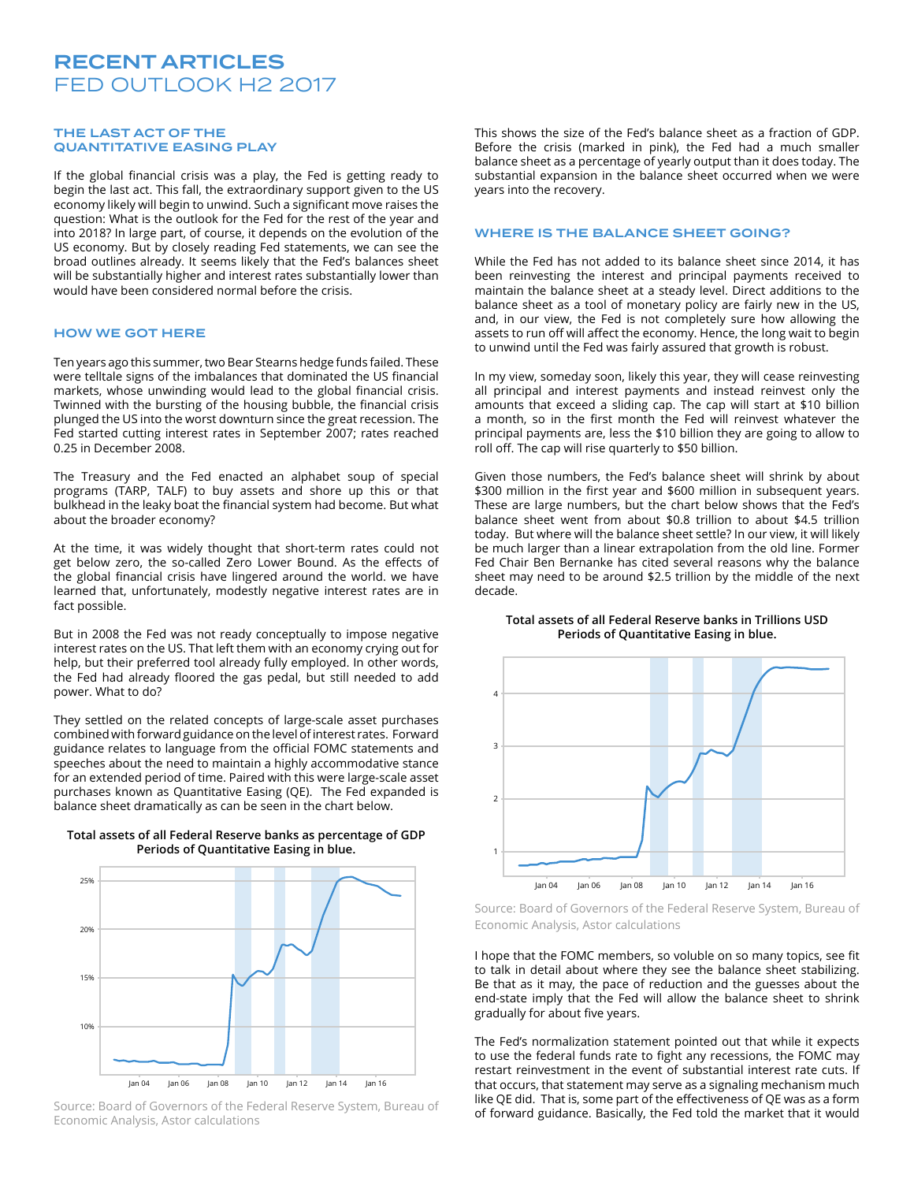# RECENT ARTICLES
# FED OUTLOOK H2 2017

## THE LAST ACT OF THE QUANTITATIVE EASING PLAY

If the global financial crisis was a play, the Fed is getting ready to begin the last act. This fall, the extraordinary support given to the US economy likely will begin to unwind. Such a significant move raises the question: What is the outlook for the Fed for the rest of the year and into 2018? In large part, of course, it depends on the evolution of the US economy. But by closely reading Fed statements, we can see the broad outlines already. It seems likely that the Fed's balances sheet will be substantially higher and interest rates substantially lower than would have been considered normal before the crisis.

## HOW WE GOT HERE

Ten years ago this summer, two Bear Stearns hedge funds failed. These were telltale signs of the imbalances that dominated the US financial markets, whose unwinding would lead to the global financial crisis. Twinned with the bursting of the housing bubble, the financial crisis plunged the US into the worst downturn since the great recession. The Fed started cutting interest rates in September 2007; rates reached 0.25 in December 2008.

The Treasury and the Fed enacted an alphabet soup of special programs (TARP, TALF) to buy assets and shore up this or that bulkhead in the leaky boat the financial system had become. But what about the broader economy?

At the time, it was widely thought that short-term rates could not get below zero, the so-called Zero Lower Bound. As the effects of the global financial crisis have lingered around the world. we have learned that, unfortunately, modestly negative interest rates are in fact possible.

But in 2008 the Fed was not ready conceptually to impose negative interest rates on the US. That left them with an economy crying out for help, but their preferred tool already fully employed. In other words, the Fed had already floored the gas pedal, but still needed to add power. What to do?

They settled on the related concepts of large-scale asset purchases combined with forward guidance on the level of interest rates. Forward guidance relates to language from the official FOMC statements and speeches about the need to maintain a highly accommodative stance for an extended period of time. Paired with this were large-scale asset purchases known as Quantitative Easing (QE). The Fed expanded is balance sheet dramatically as can be seen in the chart below.

**Total assets of all Federal Reserve banks as percentage of GDP**
**Periods of Quantitative Easing in blue.**

Source: Board of Governors of the Federal Reserve System, Bureau of Economic Analysis, Astor calculations

This shows the size of the Fed's balance sheet as a fraction of GDP. Before the crisis (marked in pink), the Fed had a much smaller balance sheet as a percentage of yearly output than it does today. The substantial expansion in the balance sheet occurred when we were years into the recovery.

## WHERE IS THE BALANCE SHEET GOING?

While the Fed has not added to its balance sheet since 2014, it has been reinvesting the interest and principal payments received to maintain the balance sheet at a steady level. Direct additions to the balance sheet as a tool of monetary policy are fairly new in the US, and, in our view, the Fed is not completely sure how allowing the assets to run off will affect the economy. Hence, the long wait to begin to unwind until the Fed was fairly assured that growth is robust.

In my view, someday soon, likely this year, they will cease reinvesting all principal and interest payments and instead reinvest only the amounts that exceed a sliding cap. The cap will start at $10 billion a month, so in the first month the Fed will reinvest whatever the principal payments are, less the $10 billion they are going to allow to roll off. The cap will rise quarterly to $50 billion.

Given those numbers, the Fed's balance sheet will shrink by about $300 million in the first year and $600 million in subsequent years. These are large numbers, but the chart below shows that the Fed's balance sheet went from about $0.8 trillion to about $4.5 trillion today. But where will the balance sheet settle? In our view, it will likely be much larger than a linear extrapolation from the old line. Former Fed Chair Ben Bernanke has cited several reasons why the balance sheet may need to be around $2.5 trillion by the middle of the next decade.

**Total assets of all Federal Reserve banks in Trillions USD**
**Periods of Quantitative Easing in blue.**

Source: Board of Governors of the Federal Reserve System, Bureau of Economic Analysis, Astor calculations

I hope that the FOMC members, so voluble on so many topics, see fit to talk in detail about where they see the balance sheet stabilizing. Be that as it may, the pace of reduction and the guesses about the end-state imply that the Fed will allow the balance sheet to shrink gradually for about five years.

The Fed's normalization statement pointed out that while it expects to use the federal funds rate to fight any recessions, the FOMC may restart reinvestment in the event of substantial interest rate cuts. If that occurs, that statement may serve as a signaling mechanism much like QE did. That is, some part of the effectiveness of QE was as a form of forward guidance. Basically, the Fed told the market that it would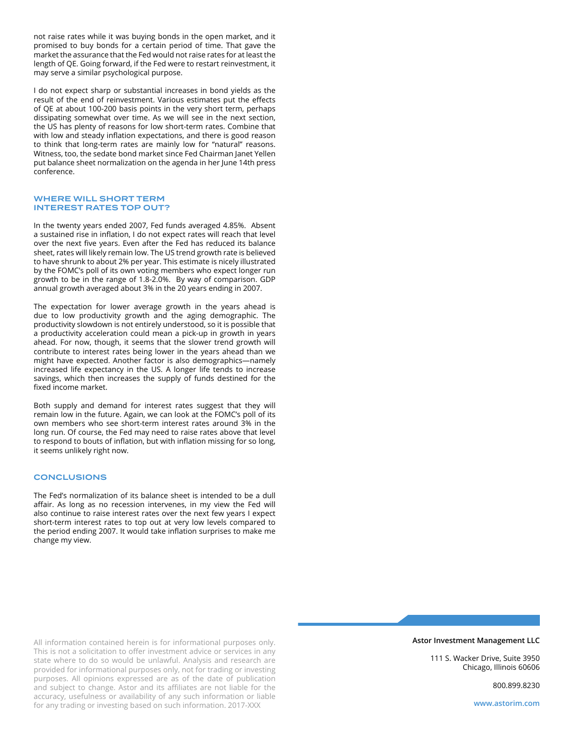not raise rates while it was buying bonds in the open market, and it promised to buy bonds for a certain period of time. That gave the market the assurance that the Fed would not raise rates for at least the length of QE. Going forward, if the Fed were to restart reinvestment, it may serve a similar psychological purpose.

I do not expect sharp or substantial increases in bond yields as the result of the end of reinvestment. Various estimates put the effects of QE at about 100-200 basis points in the very short term, perhaps dissipating somewhat over time. As we will see in the next section, the US has plenty of reasons for low short-term rates. Combine that with low and steady inflation expectations, and there is good reason to think that long-term rates are mainly low for "natural" reasons. Witness, too, the sedate bond market since Fed Chairman Janet Yellen put balance sheet normalization on the agenda in her June 14th press conference.

## WHERE WILL SHORT TERM INTEREST RATES TOP OUT?

In the twenty years ended 2007, Fed funds averaged 4.85%. Absent a sustained rise in inflation, I do not expect rates will reach that level over the next five years. Even after the Fed has reduced its balance sheet, rates will likely remain low. The US trend growth rate is believed to have shrunk to about 2% per year. This estimate is nicely illustrated by the FOMC's poll of its own voting members who expect longer run growth to be in the range of 1.8-2.0%. By way of comparison. GDP annual growth averaged about 3% in the 20 years ending in 2007.

The expectation for lower average growth in the years ahead is due to low productivity growth and the aging demographic. The productivity slowdown is not entirely understood, so it is possible that a productivity acceleration could mean a pick-up in growth in years ahead. For now, though, it seems that the slower trend growth will contribute to interest rates being lower in the years ahead than we might have expected. Another factor is also demographics—namely increased life expectancy in the US. A longer life tends to increase savings, which then increases the supply of funds destined for the fixed income market.

Both supply and demand for interest rates suggest that they will remain low in the future. Again, we can look at the FOMC's poll of its own members who see short-term interest rates around 3% in the long run. Of course, the Fed may need to raise rates above that level to respond to bouts of inflation, but with inflation missing for so long, it seems unlikely right now.

## CONCLUSIONS

The Fed's normalization of its balance sheet is intended to be a dull affair. As long as no recession intervenes, in my view the Fed will also continue to raise interest rates over the next few years I expect short-term interest rates to top out at very low levels compared to the period ending 2007. It would take inflation surprises to make me change my view.

All information contained herein is for informational purposes only. This is not a solicitation to offer investment advice or services in any state where to do so would be unlawful. Analysis and research are provided for informational purposes only, not for trading or investing purposes. All opinions expressed are as of the date of publication and subject to change. Astor and its affiliates are not liable for the accuracy, usefulness or availability of any such information or liable for any trading or investing based on such information. 2017-XXX

**Astor Investment Management LLC**

111 S. Wacker Drive, Suite 3950
Chicago, Illinois 60606

800.899.8230

www.astorim.com